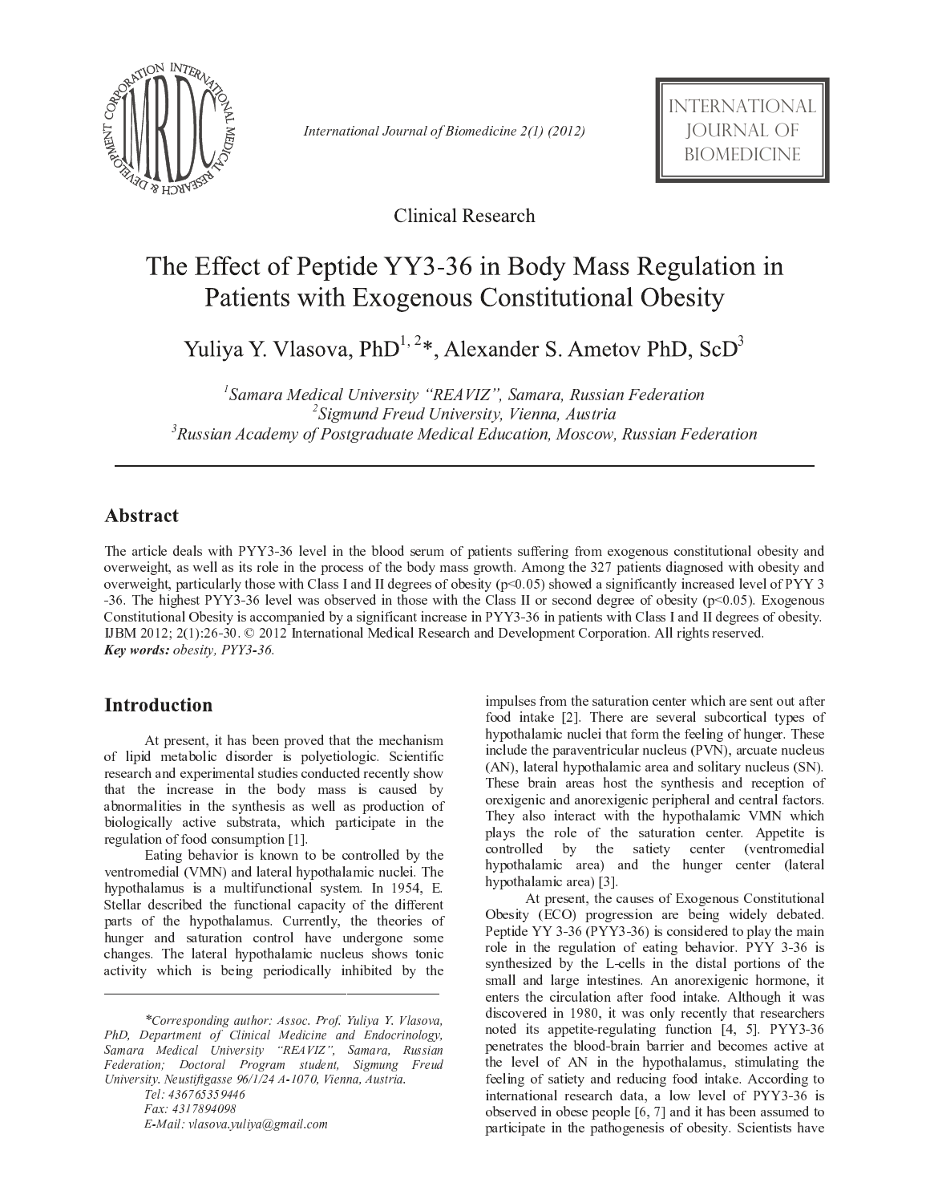Clinical Research

# The Effect of Peptide YY3-36 in Body Mass Regulation in Patients with Exogenous Constitutional Obesity

Yuliya Y. Vlasova, PhD[1, 2]*, Alexander S. Ametov PhD, ScD[3]

*[1]Samara Medical University "REAVIZ", Samara, Russian Federation*
*[2]Sigmund Freud University, Vienna, Austria*
*[3]Russian Academy of Postgraduate Medical Education, Moscow, Russian Federation*

## Abstract

The article deals with PYY3-36 level in the blood serum of patients suffering from exogenous constitutional obesity and overweight, as well as its role in the process of the body mass growth. Among the 327 patients diagnosed with obesity and overweight, particularly those with Class I and II degrees of obesity ($p<0.05$) showed a significantly increased level of PYY 3 -36. The highest PYY3-36 level was observed in those with the Class II or second degree of obesity ($p<0.05$). Exogenous Constitutional Obesity is accompanied by a significant increase in PYY3-36 in patients with Class I and II degrees of obesity. IJBM 2012; 2(1):26-30. © 2012 International Medical Research and Development Corporation. All rights reserved.

***Key words:*** *obesity, PYY3-36.*

## Introduction

At present, it has been proved that the mechanism of lipid metabolic disorder is polyetiologic. Scientific research and experimental studies conducted recently show that the increase in the body mass is caused by abnormalities in the synthesis as well as production of biologically active substrata, which participate in the regulation of food consumption [1].

Eating behavior is known to be controlled by the ventromedial (VMN) and lateral hypothalamic nuclei. The hypothalamus is a multifunctional system. In 1954, E. Stellar described the functional capacity of the different parts of the hypothalamus. Currently, the theories of hunger and saturation control have undergone some changes. The lateral hypothalamic nucleus shows tonic activity which is being periodically inhibited by the impulses from the saturation center which are sent out after food intake [2]. There are several subcortical types of hypothalamic nuclei that form the feeling of hunger. These include the paraventricular nucleus (PVN), arcuate nucleus (AN), lateral hypothalamic area and solitary nucleus (SN). These brain areas host the synthesis and reception of orexigenic and anorexigenic peripheral and central factors. They also interact with the hypothalamic VMN which plays the role of the saturation center. Appetite is controlled by the satiety center (ventromedial hypothalamic area) and the hunger center (lateral hypothalamic area) [3].

At present, the causes of Exogenous Constitutional Obesity (ECO) progression are being widely debated. Peptide YY 3-36 (PYY3-36) is considered to play the main role in the regulation of eating behavior. PYY 3-36 is synthesized by the L-cells in the distal portions of the small and large intestines. An anorexigenic hormone, it enters the circulation after food intake. Although it was discovered in 1980, it was only recently that researchers noted its appetite-regulating function [4, 5]. PYY3-36 penetrates the blood-brain barrier and becomes active at the level of AN in the hypothalamus, stimulating the feeling of satiety and reducing food intake. According to international research data, a low level of PYY3-36 is observed in obese people [6, 7] and it has been assumed to participate in the pathogenesis of obesity. Scientists have

---

*\*Corresponding author: Assoc. Prof. Yuliya Y. Vlasova, PhD, Department of Clinical Medicine and Endocrinology, Samara Medical University "REAVIZ", Samara, Russian Federation; Doctoral Program student, Sigmung Freud University. Neustiftgasse 96/1/24 A-1070, Vienna, Austria.*
*Tel: 436765359446*
*Fax: 4317894098*
*E-Mail: vlasova.yuliya@gmail.com*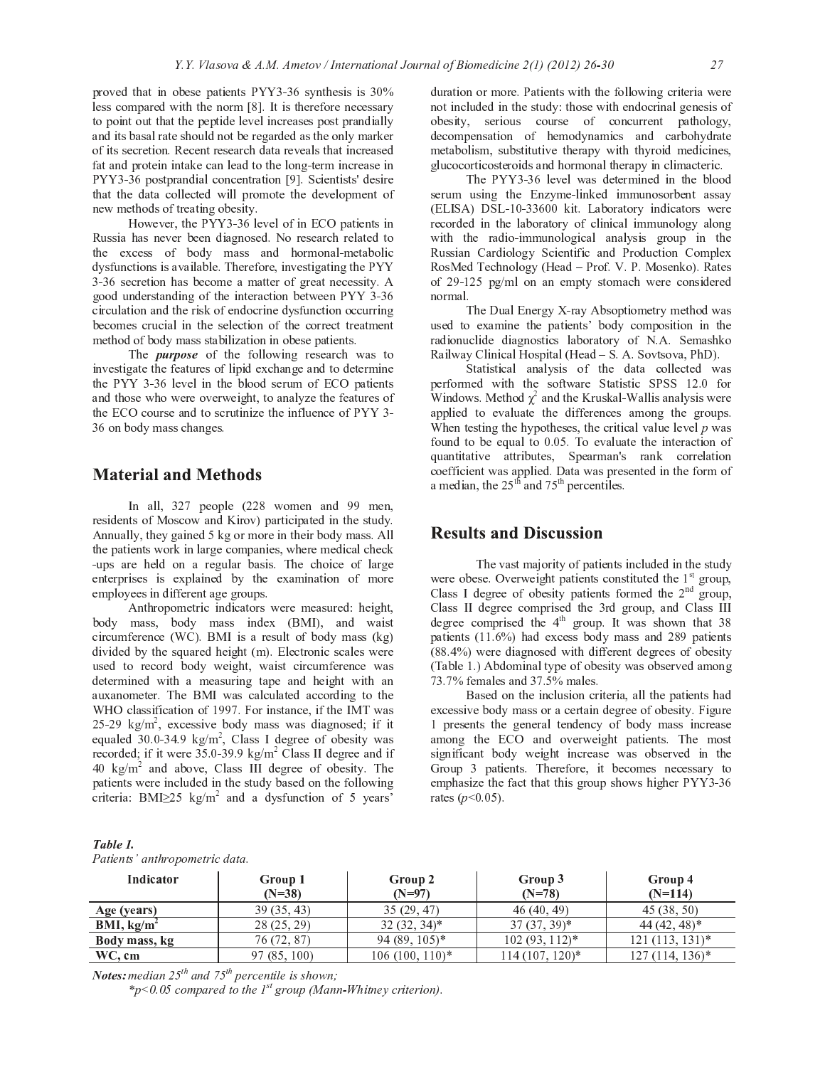proved that in obese patients PYY3-36 synthesis is 30% less compared with the norm [8]. It is therefore necessary to point out that the peptide level increases post prandially and its basal rate should not be regarded as the only marker of its secretion. Recent research data reveals that increased fat and protein intake can lead to the long-term increase in PYY3-36 postprandial concentration [9]. Scientists' desire that the data collected will promote the development of new methods of treating obesity.

However, the PYY3-36 level of in ECO patients in Russia has never been diagnosed. No research related to the excess of body mass and hormonal-metabolic dysfunctions is available. Therefore, investigating the PYY 3-36 secretion has become a matter of great necessity. A good understanding of the interaction between PYY 3-36 circulation and the risk of endocrine dysfunction occurring becomes crucial in the selection of the correct treatment method of body mass stabilization in obese patients.

The ***purpose*** of the following research was to investigate the features of lipid exchange and to determine the PYY 3-36 level in the blood serum of ECO patients and those who were overweight, to analyze the features of the ECO course and to scrutinize the influence of PYY 3-36 on body mass changes.

## Material and Methods

In all, 327 people (228 women and 99 men, residents of Moscow and Kirov) participated in the study. Annually, they gained 5 kg or more in their body mass. All the patients work in large companies, where medical check -ups are held on a regular basis. The choice of large enterprises is explained by the examination of more employees in different age groups.

Anthropometric indicators were measured: height, body mass, body mass index (BMI), and waist circumference (WC). BMI is a result of body mass (kg) divided by the squared height (m). Electronic scales were used to record body weight, waist circumference was determined with a measuring tape and height with an auxanometer. The BMI was calculated according to the WHO classification of 1997. For instance, if the IMT was 25-29 kg/m$^2$, excessive body mass was diagnosed; if it equaled 30.0-34.9 kg/m$^2$, Class I degree of obesity was recorded; if it were 35.0-39.9 kg/m$^2$ Class II degree and if 40 kg/m$^2$ and above, Class III degree of obesity. The patients were included in the study based on the following criteria: BMI≥25 kg/m$^2$ and a dysfunction of 5 years' duration or more. Patients with the following criteria were not included in the study: those with endocrinal genesis of obesity, serious course of concurrent pathology, decompensation of hemodynamics and carbohydrate metabolism, substitutive therapy with thyroid medicines, glucocorticosteroids and hormonal therapy in climacteric.

The PYY3-36 level was determined in the blood serum using the Enzyme-linked immunosorbent assay (ELISA) DSL-10-33600 kit. Laboratory indicators were recorded in the laboratory of clinical immunology along with the radio-immunological analysis group in the Russian Cardiology Scientific and Production Complex RosMed Technology (Head – Prof. V. P. Mosenko). Rates of 29-125 pg/ml on an empty stomach were considered normal.

The Dual Energy X-ray Absoptiometry method was used to examine the patients' body composition in the radionuclide diagnostics laboratory of N.A. Semashko Railway Clinical Hospital (Head – S. A. Sovtsova, PhD).

Statistical analysis of the data collected was performed with the software Statistic SPSS 12.0 for Windows. Method $\chi^2$ and the Kruskal-Wallis analysis were applied to evaluate the differences among the groups. When testing the hypotheses, the critical value level $p$ was found to be equal to 0.05. To evaluate the interaction of quantitative attributes, Spearman's rank correlation coefficient was applied. Data was presented in the form of a median, the 25$^{th}$ and 75$^{th}$ percentiles.

## Results and Discussion

The vast majority of patients included in the study were obese. Overweight patients constituted the 1$^{st}$ group, Class I degree of obesity patients formed the 2$^{nd}$ group, Class II degree comprised the 3rd group, and Class III degree comprised the 4$^{th}$ group. It was shown that 38 patients (11.6%) had excess body mass and 289 patients (88.4%) were diagnosed with different degrees of obesity (Table 1.) Abdominal type of obesity was observed among 73.7% females and 37.5% males.

Based on the inclusion criteria, all the patients had excessive body mass or a certain degree of obesity. Figure 1 presents the general tendency of body mass increase among the ECO and overweight patients. The most significant body weight increase was observed in the Group 3 patients. Therefore, it becomes necessary to emphasize the fact that this group shows higher PYY3-36 rates ($p$<0.05).

***Table 1.***
*Patients' anthropometric data.*

| Indicator | Group 1 (N=38) | Group 2 (N=97) | Group 3 (N=78) | Group 4 (N=114) |
|---|---|---|---|---|
| **Age (years)** | 39 (35, 43) | 35 (29, 47) | 46 (40, 49) | 45 (38, 50) |
| **BMI, kg/m$^2$** | 28 (25, 29) | 32 (32, 34)* | 37 (37, 39)* | 44 (42, 48)* |
| **Body mass, kg** | 76 (72, 87) | 94 (89, 105)* | 102 (93, 112)* | 121 (113, 131)* |
| **WC, cm** | 97 (85, 100) | 106 (100, 110)* | 114 (107, 120)* | 127 (114, 136)* |

***Notes:*** *median 25$^{th}$ and 75$^{th}$ percentile is shown;*
*\*p<0.05 compared to the 1$^{st}$ group (Mann-Whitney criterion).*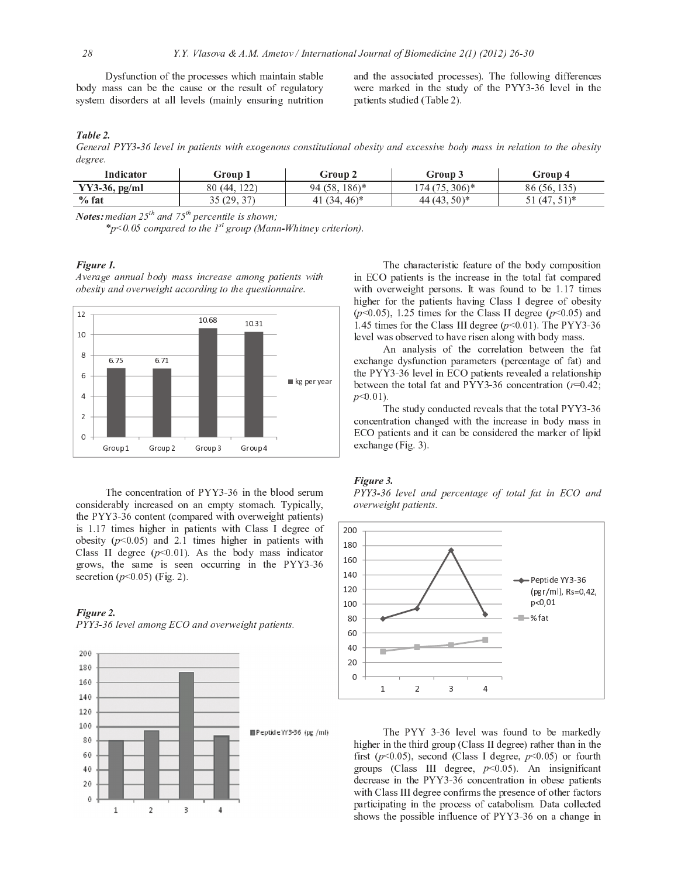Dysfunction of the processes which maintain stable body mass can be the cause or the result of regulatory system disorders at all levels (mainly ensuring nutrition and the associated processes). The following differences were marked in the study of the PYY3-36 level in the patients studied (Table 2).

***Table 2.***
*General PYY3-36 level in patients with exogenous constitutional obesity and excessive body mass in relation to the obesity degree.*

| Indicator | Group 1 | Group 2 | Group 3 | Group 4 |
|---|---|---|---|---|
| **YY3-36, pg/ml** | 80 (44, 122) | 94 (58, 186)* | 174 (75, 306)* | 86 (56, 135) |
| **% fat** | 35 (29, 37) | 41 (34, 46)* | 44 (43, 50)* | 51 (47, 51)* |

***Notes:*** *median 25th and 75th percentile is shown;*
*\*p<0.05 compared to the 1st group (Mann-Whitney criterion).*

***Figure 1.***
*Average annual body mass increase among patients with obesity and overweight according to the questionnaire.*

The concentration of PYY3-36 in the blood serum considerably increased on an empty stomach. Typically, the PYY3-36 content (compared with overweight patients) is 1.17 times higher in patients with Class I degree of obesity ($p$<0.05) and 2.1 times higher in patients with Class II degree ($p$<0.01). As the body mass indicator grows, the same is seen occurring in the PYY3-36 secretion ($p$<0.05) (Fig. 2).

***Figure 2.***
*PYY3-36 level among ECO and overweight patients.*

The characteristic feature of the body composition in ECO patients is the increase in the total fat compared with overweight persons. It was found to be 1.17 times higher for the patients having Class I degree of obesity ($p$<0.05), 1.25 times for the Class II degree ($p$<0.05) and 1.45 times for the Class III degree ($p$<0.01). The PYY3-36 level was observed to have risen along with body mass.

An analysis of the correlation between the fat exchange dysfunction parameters (percentage of fat) and the PYY3-36 level in ECO patients revealed a relationship between the total fat and PYY3-36 concentration ($r$=0.42; $p$<0.01).

The study conducted reveals that the total PYY3-36 concentration changed with the increase in body mass in ECO patients and it can be considered the marker of lipid exchange (Fig. 3).

***Figure 3.***
*PYY3-36 level and percentage of total fat in ECO and overweight patients.*

The PYY 3-36 level was found to be markedly higher in the third group (Class II degree) rather than in the first ($p$<0.05), second (Class I degree, $p$<0.05) or fourth groups (Class III degree, $p$<0.05). An insignificant decrease in the PYY3-36 concentration in obese patients with Class III degree confirms the presence of other factors participating in the process of catabolism. Data collected shows the possible influence of PYY3-36 on a change in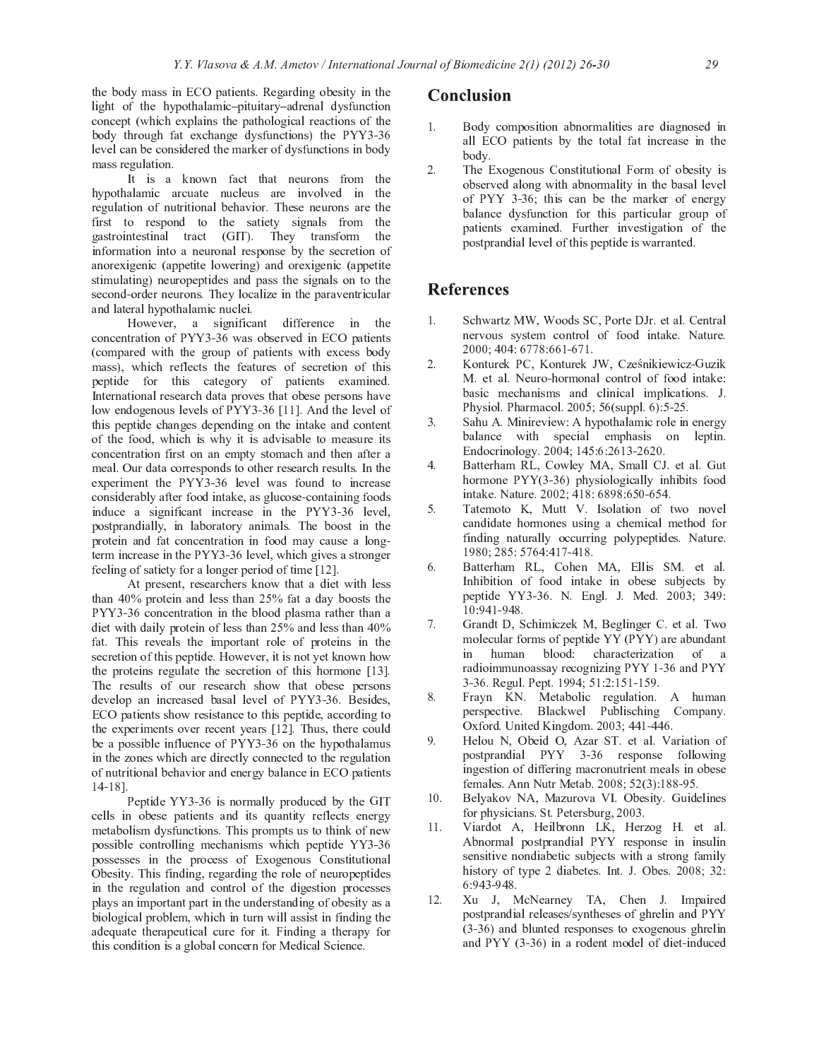the body mass in ECO patients. Regarding obesity in the light of the hypothalamic–pituitary–adrenal dysfunction concept (which explains the pathological reactions of the body through fat exchange dysfunctions) the PYY3-36 level can be considered the marker of dysfunctions in body mass regulation.

It is a known fact that neurons from the hypothalamic arcuate nucleus are involved in the regulation of nutritional behavior. These neurons are the first to respond to the satiety signals from the gastrointestinal tract (GIT). They transform the information into a neuronal response by the secretion of anorexigenic (appetite lowering) and orexigenic (appetite stimulating) neuropeptides and pass the signals on to the second-order neurons. They localize in the paraventricular and lateral hypothalamic nuclei.

However, a significant difference in the concentration of PYY3-36 was observed in ECO patients (compared with the group of patients with excess body mass), which reflects the features of secretion of this peptide for this category of patients examined. International research data proves that obese persons have low endogenous levels of PYY3-36 [11]. And the level of this peptide changes depending on the intake and content of the food, which is why it is advisable to measure its concentration first on an empty stomach and then after a meal. Our data corresponds to other research results. In the experiment the PYY3-36 level was found to increase considerably after food intake, as glucose-containing foods induce a significant increase in the PYY3-36 level, postprandially, in laboratory animals. The boost in the protein and fat concentration in food may cause a long-term increase in the PYY3-36 level, which gives a stronger feeling of satiety for a longer period of time [12].

At present, researchers know that a diet with less than 40% protein and less than 25% fat a day boosts the PYY3-36 concentration in the blood plasma rather than a diet with daily protein of less than 25% and less than 40% fat. This reveals the important role of proteins in the secretion of this peptide. However, it is not yet known how the proteins regulate the secretion of this hormone [13]. The results of our research show that obese persons develop an increased basal level of PYY3-36. Besides, ECO patients show resistance to this peptide, according to the experiments over recent years [12]. Thus, there could be a possible influence of PYY3-36 on the hypothalamus in the zones which are directly connected to the regulation of nutritional behavior and energy balance in ECO patients 14-18].

Peptide YY3-36 is normally produced by the GIT cells in obese patients and its quantity reflects energy metabolism dysfunctions. This prompts us to think of new possible controlling mechanisms which peptide YY3-36 possesses in the process of Exogenous Constitutional Obesity. This finding, regarding the role of neuropeptides in the regulation and control of the digestion processes plays an important part in the understanding of obesity as a biological problem, which in turn will assist in finding the adequate therapeutical cure for it. Finding a therapy for this condition is a global concern for Medical Science.

## Conclusion

1. Body composition abnormalities are diagnosed in all ECO patients by the total fat increase in the body.
2. The Exogenous Constitutional Form of obesity is observed along with abnormality in the basal level of PYY 3-36; this can be the marker of energy balance dysfunction for this particular group of patients examined. Further investigation of the postprandial level of this peptide is warranted.

## References

1. Schwartz MW, Woods SC, Porte DJr. et al. Central nervous system control of food intake. Nature. 2000; 404: 6778:661-671.
2. Konturek PC, Konturek JW, Cześnikiewicz-Guzik M. et al. Neuro-hormonal control of food intake: basic mechanisms and clinical implications. J. Physiol. Pharmacol. 2005; 56(suppl. 6):5-25.
3. Sahu A. Minireview: A hypothalamic role in energy balance with special emphasis on leptin. Endocrinology. 2004; 145:6:2613-2620.
4. Batterham RL, Cowley MA, Small CJ. et al. Gut hormone PYY(3-36) physiologically inhibits food intake. Nature. 2002; 418: 6898:650-654.
5. Tatemoto K, Mutt V. Isolation of two novel candidate hormones using a chemical method for finding naturally occurring polypeptides. Nature. 1980; 285: 5764:417-418.
6. Batterham RL, Cohen MA, Ellis SM. et al. Inhibition of food intake in obese subjects by peptide YY3-36. N. Engl. J. Med. 2003; 349: 10:941-948.
7. Grandt D, Schimiczek M, Beglinger C. et al. Two molecular forms of peptide YY (PYY) are abundant in human blood: characterization of a radioimmunoassay recognizing PYY 1-36 and PYY 3-36. Regul. Pept. 1994; 51:2:151-159.
8. Frayn KN. Metabolic regulation. A human perspective. Blackwel Publisching Company. Oxford. United Kingdom. 2003; 441-446.
9. Helou N, Obeid O, Azar ST. et al. Variation of postprandial PYY 3-36 response following ingestion of differing macronutrient meals in obese females. Ann Nutr Metab. 2008; 52(3):188-95.
10. Belyakov NA, Mazurova VI. Obesity. Guidelines for physicians. St. Petersburg, 2003.
11. Viardot A, Heilbronn LK, Herzog H. et al. Abnormal postprandial PYY response in insulin sensitive nondiabetic subjects with a strong family history of type 2 diabetes. Int. J. Obes. 2008; 32: 6:943-948.
12. Xu J, McNearney TA, Chen J. Impaired postprandial releases/syntheses of ghrelin and PYY (3-36) and blunted responses to exogenous ghrelin and PYY (3-36) in a rodent model of diet-induced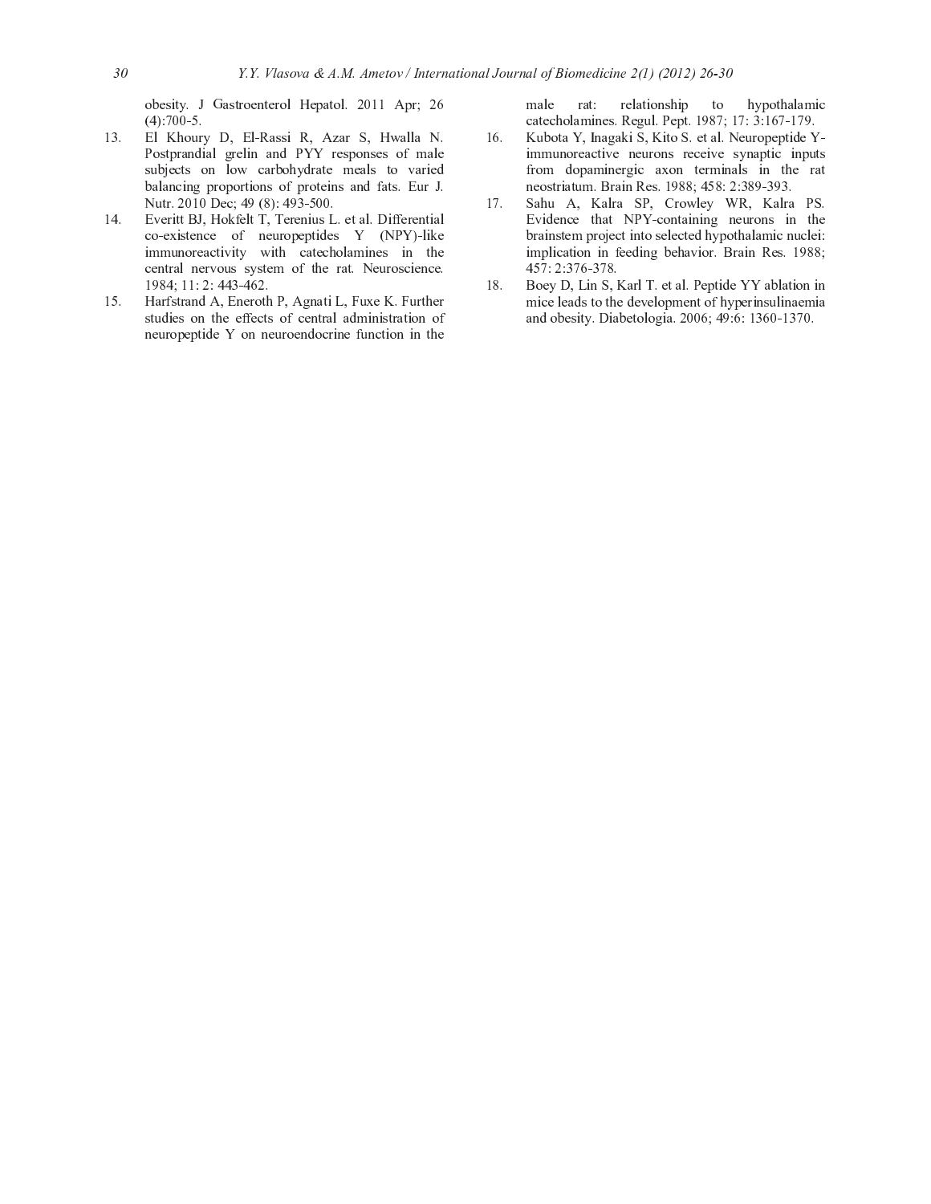obesity. J Gastroenterol Hepatol. 2011 Apr; 26 (4):700-5.

13. El Khoury D, El-Rassi R, Azar S, Hwalla N. Postprandial grelin and PYY responses of male subjects on low carbohydrate meals to varied balancing proportions of proteins and fats. Eur J. Nutr. 2010 Dec; 49 (8): 493-500.
14. Everitt BJ, Hokfelt T, Terenius L. et al. Differential co-existence of neuropeptides Y (NPY)-like immunoreactivity with catecholamines in the central nervous system of the rat. Neuroscience. 1984; 11: 2: 443-462.
15. Harfstrand A, Eneroth P, Agnati L, Fuxe K. Further studies on the effects of central administration of neuropeptide Y on neuroendocrine function in the male rat: relationship to hypothalamic catecholamines. Regul. Pept. 1987; 17: 3:167-179.
16. Kubota Y, Inagaki S, Kito S. et al. Neuropeptide Y-immunoreactive neurons receive synaptic inputs from dopaminergic axon terminals in the rat neostriatum. Brain Res. 1988; 458: 2:389-393.
17. Sahu A, Kalra SP, Crowley WR, Kalra PS. Evidence that NPY-containing neurons in the brainstem project into selected hypothalamic nuclei: implication in feeding behavior. Brain Res. 1988; 457: 2:376-378.
18. Boey D, Lin S, Karl T. et al. Peptide YY ablation in mice leads to the development of hyperinsulinaemia and obesity. Diabetologia. 2006; 49:6: 1360-1370.